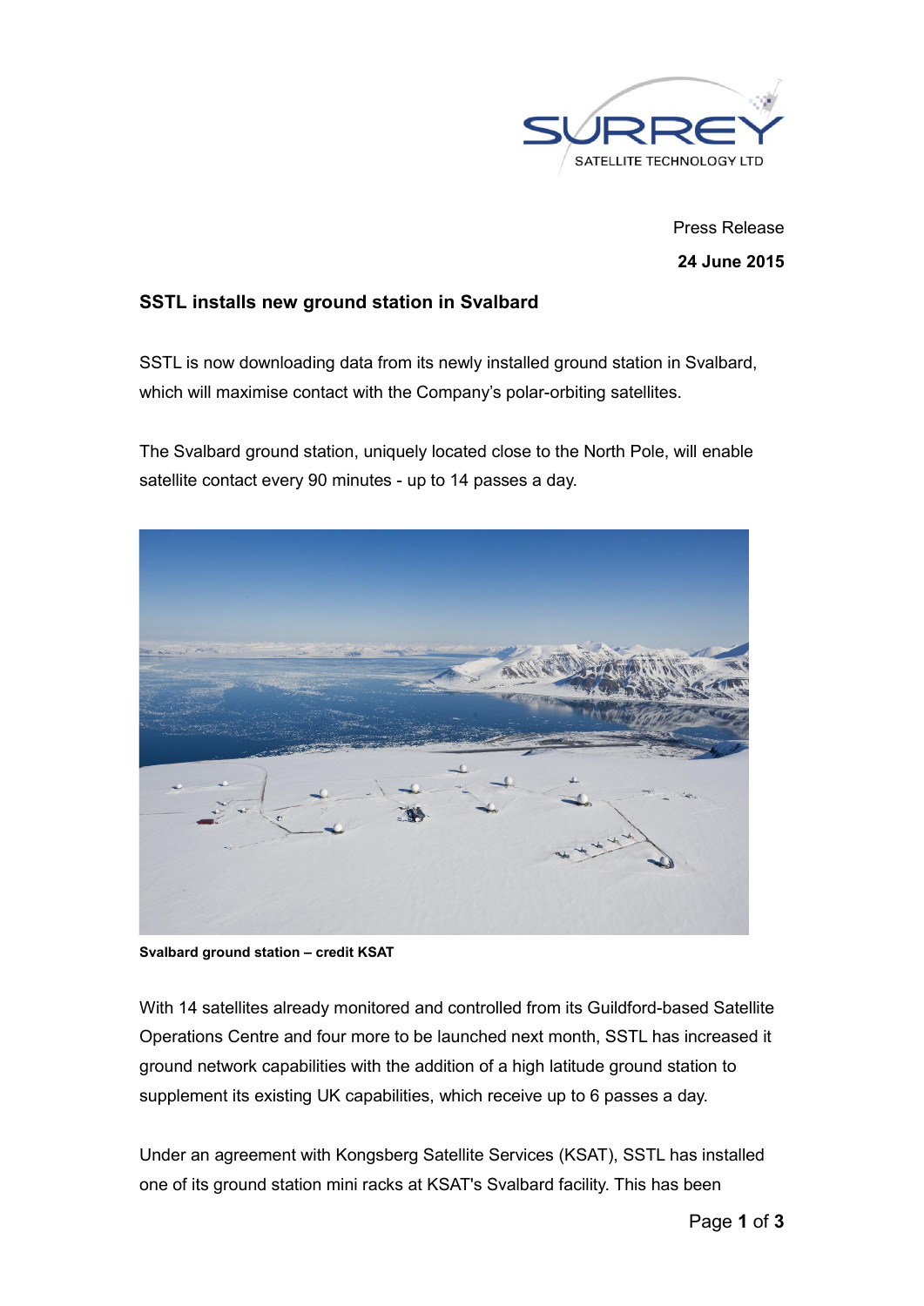SURREY SATELLITE TECHNOLOGY LTD

Press Release

**24 June 2015**

### SSTL installs new ground station in Svalbard

SSTL is now downloading data from its newly installed ground station in Svalbard, which will maximise contact with the Company's polar-orbiting satellites.

The Svalbard ground station, uniquely located close to the North Pole, will enable satellite contact every 90 minutes - up to 14 passes a day.

**Svalbard ground station – credit KSAT**

With 14 satellites already monitored and controlled from its Guildford-based Satellite Operations Centre and four more to be launched next month, SSTL has increased it ground network capabilities with the addition of a high latitude ground station to supplement its existing UK capabilities, which receive up to 6 passes a day.

Under an agreement with Kongsberg Satellite Services (KSAT), SSTL has installed one of its ground station mini racks at KSAT's Svalbard facility. This has been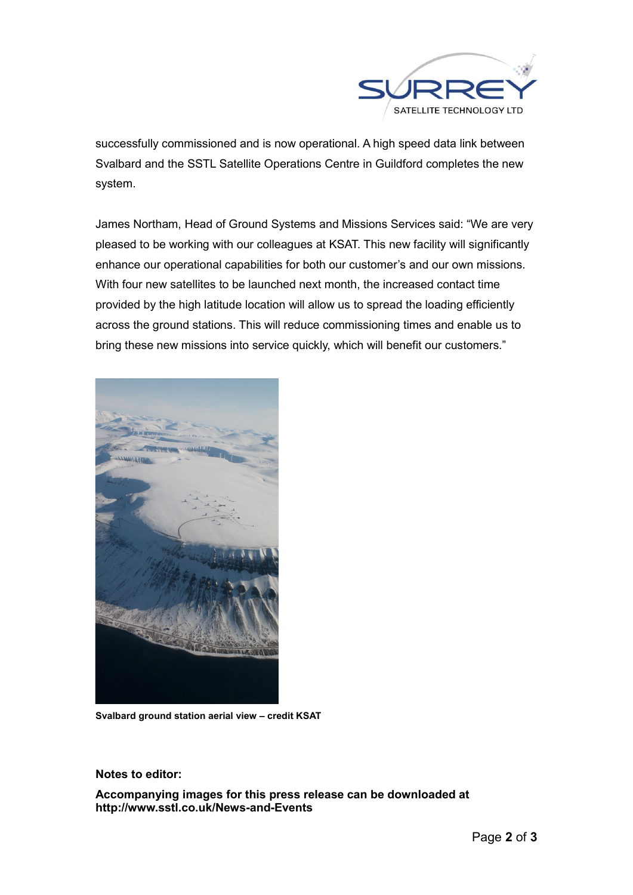successfully commissioned and is now operational. A high speed data link between Svalbard and the SSTL Satellite Operations Centre in Guildford completes the new system.

James Northam, Head of Ground Systems and Missions Services said: "We are very pleased to be working with our colleagues at KSAT. This new facility will significantly enhance our operational capabilities for both our customer's and our own missions. With four new satellites to be launched next month, the increased contact time provided by the high latitude location will allow us to spread the loading efficiently across the ground stations. This will reduce commissioning times and enable us to bring these new missions into service quickly, which will benefit our customers."

**Svalbard ground station aerial view – credit KSAT**

**Notes to editor:**

**Accompanying images for this press release can be downloaded at http://www.sstl.co.uk/News-and-Events**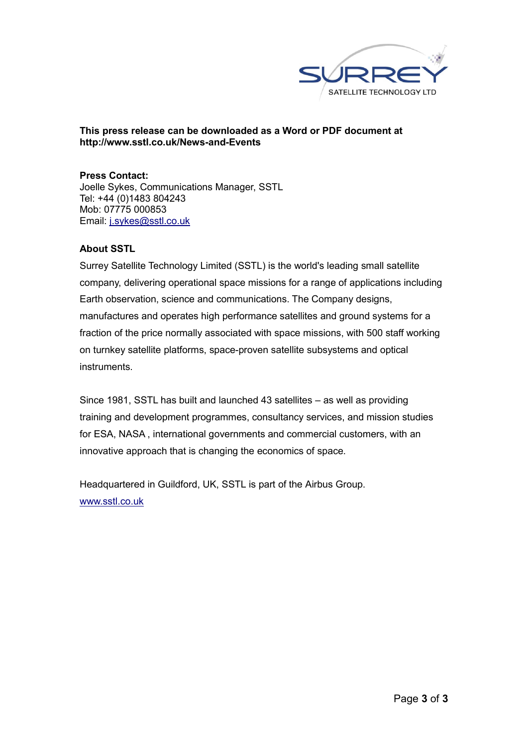**This press release can be downloaded as a Word or PDF document at http://www.sstl.co.uk/News-and-Events**

**Press Contact:**
Joelle Sykes, Communications Manager, SSTL
Tel: +44 (0)1483 804243
Mob: 07775 000853
Email: j.sykes@sstl.co.uk

**About SSTL**

Surrey Satellite Technology Limited (SSTL) is the world's leading small satellite company, delivering operational space missions for a range of applications including Earth observation, science and communications. The Company designs, manufactures and operates high performance satellites and ground systems for a fraction of the price normally associated with space missions, with 500 staff working on turnkey satellite platforms, space-proven satellite subsystems and optical instruments.

Since 1981, SSTL has built and launched 43 satellites – as well as providing training and development programmes, consultancy services, and mission studies for ESA, NASA , international governments and commercial customers, with an innovative approach that is changing the economics of space.

Headquartered in Guildford, UK, SSTL is part of the Airbus Group.
www.sstl.co.uk